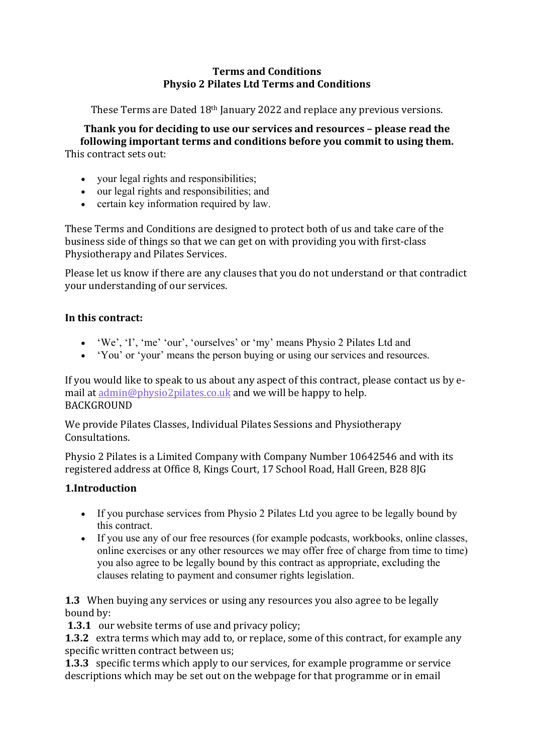**Terms and Conditions**
**Physio 2 Pilates Ltd Terms and Conditions**

These Terms are Dated 18th January 2022 and replace any previous versions.

**Thank you for deciding to use our services and resources – please read the following important terms and conditions before you commit to using them.**

This contract sets out:

- your legal rights and responsibilities;
- our legal rights and responsibilities; and
- certain key information required by law.

These Terms and Conditions are designed to protect both of us and take care of the business side of things so that we can get on with providing you with first-class Physiotherapy and Pilates Services.

Please let us know if there are any clauses that you do not understand or that contradict your understanding of our services.

**In this contract:**

- 'We', 'I', 'me' 'our', 'ourselves' or 'my' means Physio 2 Pilates Ltd and
- 'You' or 'your' means the person buying or using our services and resources.

If you would like to speak to us about any aspect of this contract, please contact us by e-mail at admin@physio2pilates.co.uk and we will be happy to help.

BACKGROUND

We provide Pilates Classes, Individual Pilates Sessions and Physiotherapy Consultations.

Physio 2 Pilates is a Limited Company with Company Number 10642546 and with its registered address at Office 8, Kings Court, 17 School Road, Hall Green, B28 8JG

**1.Introduction**

- If you purchase services from Physio 2 Pilates Ltd you agree to be legally bound by this contract.
- If you use any of our free resources (for example podcasts, workbooks, online classes, online exercises or any other resources we may offer free of charge from time to time) you also agree to be legally bound by this contract as appropriate, excluding the clauses relating to payment and consumer rights legislation.

**1.3** When buying any services or using any resources you also agree to be legally bound by:

**1.3.1** our website terms of use and privacy policy;

**1.3.2** extra terms which may add to, or replace, some of this contract, for example any specific written contract between us;

**1.3.3** specific terms which apply to our services, for example programme or service descriptions which may be set out on the webpage for that programme or in email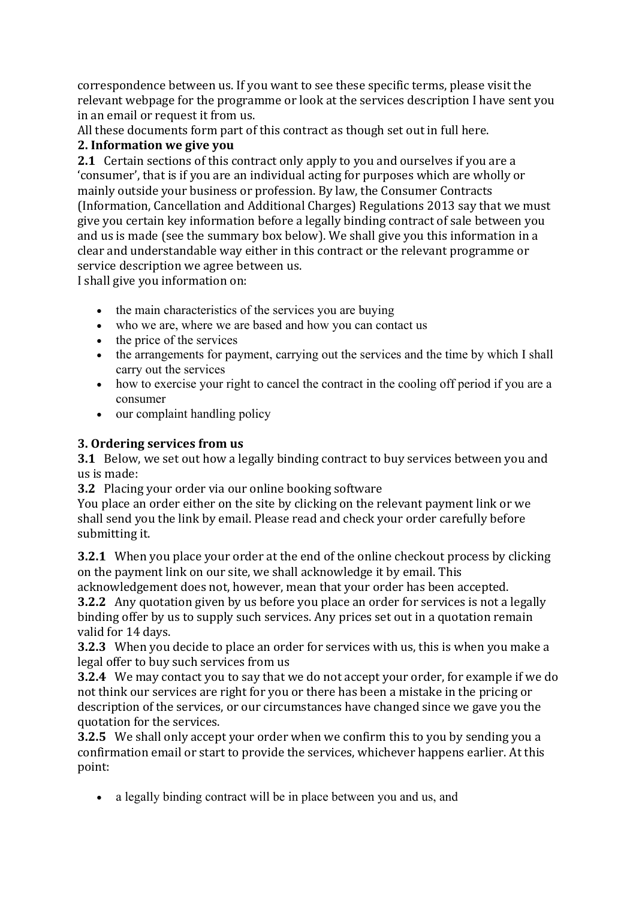correspondence between us. If you want to see these specific terms, please visit the relevant webpage for the programme or look at the services description I have sent you in an email or request it from us.

All these documents form part of this contract as though set out in full here.

**2. Information we give you**

**2.1** Certain sections of this contract only apply to you and ourselves if you are a 'consumer', that is if you are an individual acting for purposes which are wholly or mainly outside your business or profession. By law, the Consumer Contracts (Information, Cancellation and Additional Charges) Regulations 2013 say that we must give you certain key information before a legally binding contract of sale between you and us is made (see the summary box below). We shall give you this information in a clear and understandable way either in this contract or the relevant programme or service description we agree between us.

I shall give you information on:

- the main characteristics of the services you are buying
- who we are, where we are based and how you can contact us
- the price of the services
- the arrangements for payment, carrying out the services and the time by which I shall carry out the services
- how to exercise your right to cancel the contract in the cooling off period if you are a consumer
- our complaint handling policy

**3. Ordering services from us**

**3.1** Below, we set out how a legally binding contract to buy services between you and us is made:

**3.2** Placing your order via our online booking software

You place an order either on the site by clicking on the relevant payment link or we shall send you the link by email. Please read and check your order carefully before submitting it.

**3.2.1** When you place your order at the end of the online checkout process by clicking on the payment link on our site, we shall acknowledge it by email. This acknowledgement does not, however, mean that your order has been accepted.

**3.2.2** Any quotation given by us before you place an order for services is not a legally binding offer by us to supply such services. Any prices set out in a quotation remain valid for 14 days.

**3.2.3** When you decide to place an order for services with us, this is when you make a legal offer to buy such services from us

**3.2.4** We may contact you to say that we do not accept your order, for example if we do not think our services are right for you or there has been a mistake in the pricing or description of the services, or our circumstances have changed since we gave you the quotation for the services.

**3.2.5** We shall only accept your order when we confirm this to you by sending you a confirmation email or start to provide the services, whichever happens earlier. At this point:

- a legally binding contract will be in place between you and us, and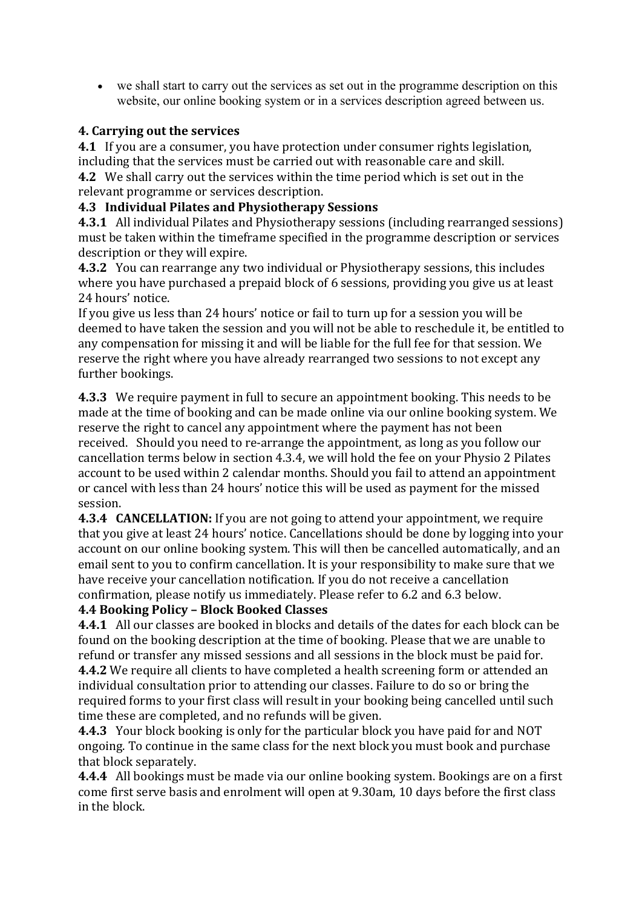- we shall start to carry out the services as set out in the programme description on this website, our online booking system or in a services description agreed between us.

## 4. Carrying out the services

**4.1** If you are a consumer, you have protection under consumer rights legislation, including that the services must be carried out with reasonable care and skill.

**4.2** We shall carry out the services within the time period which is set out in the relevant programme or services description.

### 4.3 Individual Pilates and Physiotherapy Sessions

**4.3.1** All individual Pilates and Physiotherapy sessions (including rearranged sessions) must be taken within the timeframe specified in the programme description or services description or they will expire.

**4.3.2** You can rearrange any two individual or Physiotherapy sessions, this includes where you have purchased a prepaid block of 6 sessions, providing you give us at least 24 hours' notice.

If you give us less than 24 hours' notice or fail to turn up for a session you will be deemed to have taken the session and you will not be able to reschedule it, be entitled to any compensation for missing it and will be liable for the full fee for that session. We reserve the right where you have already rearranged two sessions to not except any further bookings.

**4.3.3** We require payment in full to secure an appointment booking. This needs to be made at the time of booking and can be made online via our online booking system. We reserve the right to cancel any appointment where the payment has not been received. Should you need to re-arrange the appointment, as long as you follow our cancellation terms below in section 4.3.4, we will hold the fee on your Physio 2 Pilates account to be used within 2 calendar months. Should you fail to attend an appointment or cancel with less than 24 hours' notice this will be used as payment for the missed session.

**4.3.4 CANCELLATION:** If you are not going to attend your appointment, we require that you give at least 24 hours' notice. Cancellations should be done by logging into your account on our online booking system. This will then be cancelled automatically, and an email sent to you to confirm cancellation. It is your responsibility to make sure that we have receive your cancellation notification. If you do not receive a cancellation confirmation, please notify us immediately. Please refer to 6.2 and 6.3 below.

### 4.4 Booking Policy – Block Booked Classes

**4.4.1** All our classes are booked in blocks and details of the dates for each block can be found on the booking description at the time of booking. Please that we are unable to refund or transfer any missed sessions and all sessions in the block must be paid for.

**4.4.2** We require all clients to have completed a health screening form or attended an individual consultation prior to attending our classes. Failure to do so or bring the required forms to your first class will result in your booking being cancelled until such time these are completed, and no refunds will be given.

**4.4.3** Your block booking is only for the particular block you have paid for and NOT ongoing. To continue in the same class for the next block you must book and purchase that block separately.

**4.4.4** All bookings must be made via our online booking system. Bookings are on a first come first serve basis and enrolment will open at 9.30am, 10 days before the first class in the block.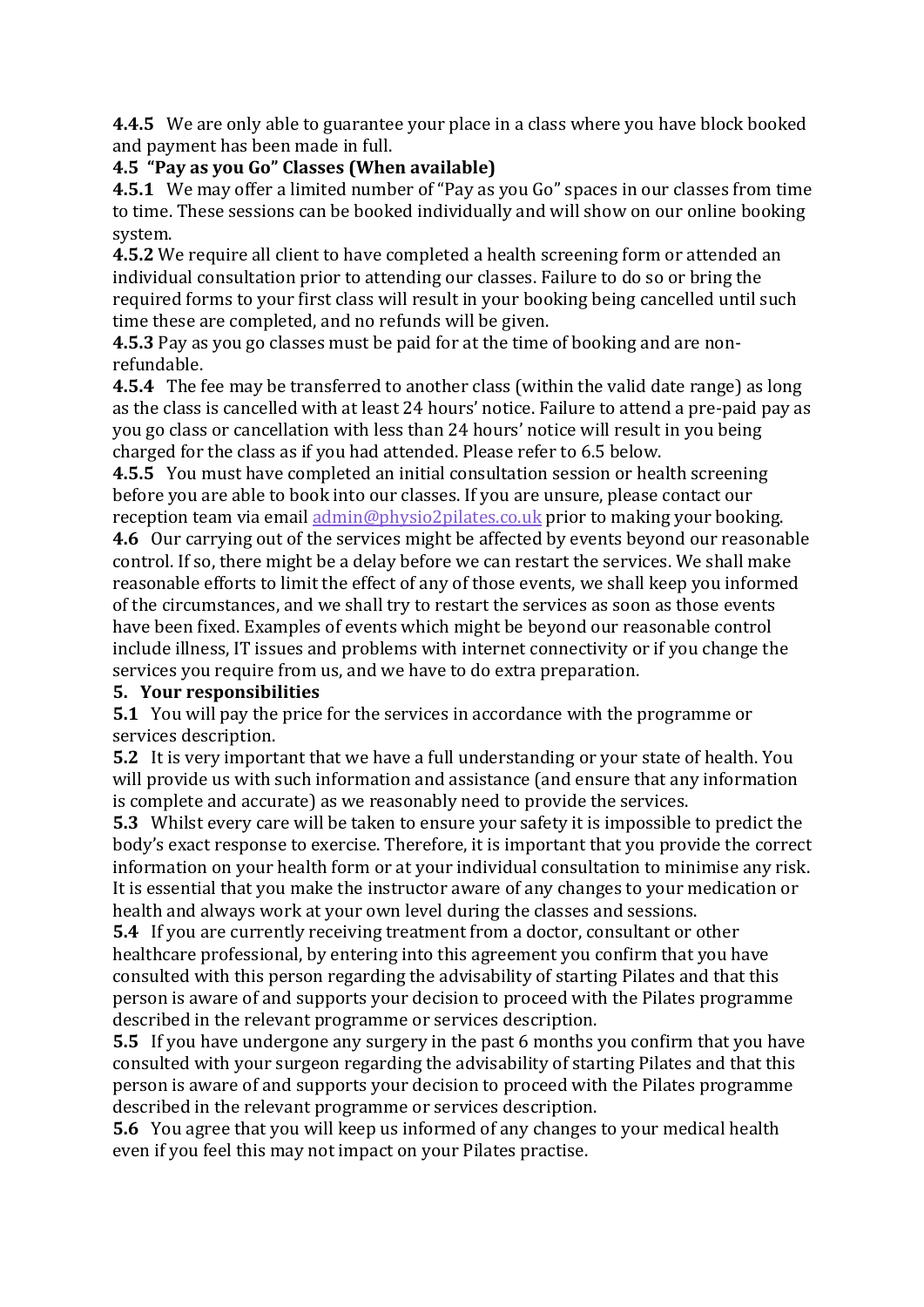**4.4.5** We are only able to guarantee your place in a class where you have block booked and payment has been made in full.

**4.5 "Pay as you Go" Classes (When available)**

**4.5.1** We may offer a limited number of "Pay as you Go" spaces in our classes from time to time. These sessions can be booked individually and will show on our online booking system.

**4.5.2** We require all client to have completed a health screening form or attended an individual consultation prior to attending our classes. Failure to do so or bring the required forms to your first class will result in your booking being cancelled until such time these are completed, and no refunds will be given.

**4.5.3** Pay as you go classes must be paid for at the time of booking and are non-refundable.

**4.5.4** The fee may be transferred to another class (within the valid date range) as long as the class is cancelled with at least 24 hours' notice. Failure to attend a pre-paid pay as you go class or cancellation with less than 24 hours' notice will result in you being charged for the class as if you had attended. Please refer to 6.5 below.

**4.5.5** You must have completed an initial consultation session or health screening before you are able to book into our classes. If you are unsure, please contact our reception team via email [admin@physio2pilates.co.uk](mailto:admin@physio2pilates.co.uk) prior to making your booking.

**4.6** Our carrying out of the services might be affected by events beyond our reasonable control. If so, there might be a delay before we can restart the services. We shall make reasonable efforts to limit the effect of any of those events, we shall keep you informed of the circumstances, and we shall try to restart the services as soon as those events have been fixed. Examples of events which might be beyond our reasonable control include illness, IT issues and problems with internet connectivity or if you change the services you require from us, and we have to do extra preparation.

**5. Your responsibilities**

**5.1** You will pay the price for the services in accordance with the programme or services description.

**5.2** It is very important that we have a full understanding or your state of health. You will provide us with such information and assistance (and ensure that any information is complete and accurate) as we reasonably need to provide the services.

**5.3** Whilst every care will be taken to ensure your safety it is impossible to predict the body's exact response to exercise. Therefore, it is important that you provide the correct information on your health form or at your individual consultation to minimise any risk. It is essential that you make the instructor aware of any changes to your medication or health and always work at your own level during the classes and sessions.

**5.4** If you are currently receiving treatment from a doctor, consultant or other healthcare professional, by entering into this agreement you confirm that you have consulted with this person regarding the advisability of starting Pilates and that this person is aware of and supports your decision to proceed with the Pilates programme described in the relevant programme or services description.

**5.5** If you have undergone any surgery in the past 6 months you confirm that you have consulted with your surgeon regarding the advisability of starting Pilates and that this person is aware of and supports your decision to proceed with the Pilates programme described in the relevant programme or services description.

**5.6** You agree that you will keep us informed of any changes to your medical health even if you feel this may not impact on your Pilates practise.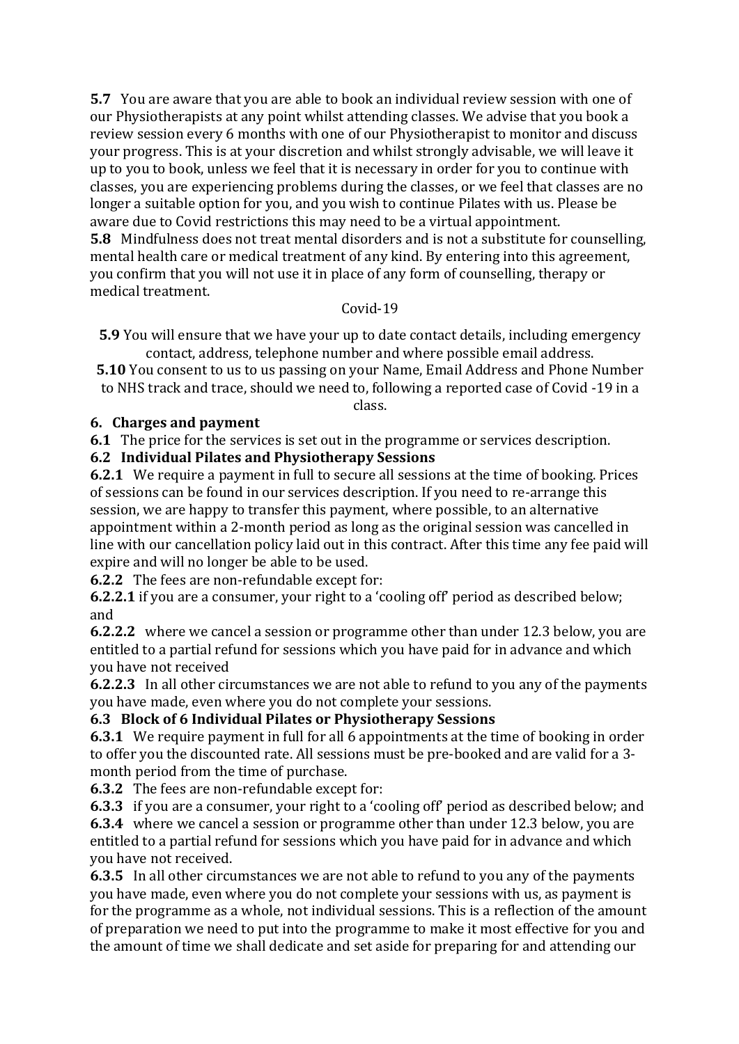**5.7** You are aware that you are able to book an individual review session with one of our Physiotherapists at any point whilst attending classes. We advise that you book a review session every 6 months with one of our Physiotherapist to monitor and discuss your progress. This is at your discretion and whilst strongly advisable, we will leave it up to you to book, unless we feel that it is necessary in order for you to continue with classes, you are experiencing problems during the classes, or we feel that classes are no longer a suitable option for you, and you wish to continue Pilates with us. Please be aware due to Covid restrictions this may need to be a virtual appointment.

**5.8** Mindfulness does not treat mental disorders and is not a substitute for counselling, mental health care or medical treatment of any kind. By entering into this agreement, you confirm that you will not use it in place of any form of counselling, therapy or medical treatment.

Covid-19

**5.9** You will ensure that we have your up to date contact details, including emergency contact, address, telephone number and where possible email address.

**5.10** You consent to us to us passing on your Name, Email Address and Phone Number to NHS track and trace, should we need to, following a reported case of Covid -19 in a class.

**6. Charges and payment**

**6.1** The price for the services is set out in the programme or services description.

**6.2 Individual Pilates and Physiotherapy Sessions**

**6.2.1** We require a payment in full to secure all sessions at the time of booking. Prices of sessions can be found in our services description. If you need to re-arrange this session, we are happy to transfer this payment, where possible, to an alternative appointment within a 2-month period as long as the original session was cancelled in line with our cancellation policy laid out in this contract. After this time any fee paid will expire and will no longer be able to be used.

**6.2.2** The fees are non-refundable except for:

**6.2.2.1** if you are a consumer, your right to a 'cooling off' period as described below; and

**6.2.2.2** where we cancel a session or programme other than under 12.3 below, you are entitled to a partial refund for sessions which you have paid for in advance and which you have not received

**6.2.2.3** In all other circumstances we are not able to refund to you any of the payments you have made, even where you do not complete your sessions.

**6.3 Block of 6 Individual Pilates or Physiotherapy Sessions**

**6.3.1** We require payment in full for all 6 appointments at the time of booking in order to offer you the discounted rate. All sessions must be pre-booked and are valid for a 3-month period from the time of purchase.

**6.3.2** The fees are non-refundable except for:

**6.3.3** if you are a consumer, your right to a 'cooling off' period as described below; and

**6.3.4** where we cancel a session or programme other than under 12.3 below, you are entitled to a partial refund for sessions which you have paid for in advance and which you have not received.

**6.3.5** In all other circumstances we are not able to refund to you any of the payments you have made, even where you do not complete your sessions with us, as payment is for the programme as a whole, not individual sessions. This is a reflection of the amount of preparation we need to put into the programme to make it most effective for you and the amount of time we shall dedicate and set aside for preparing for and attending our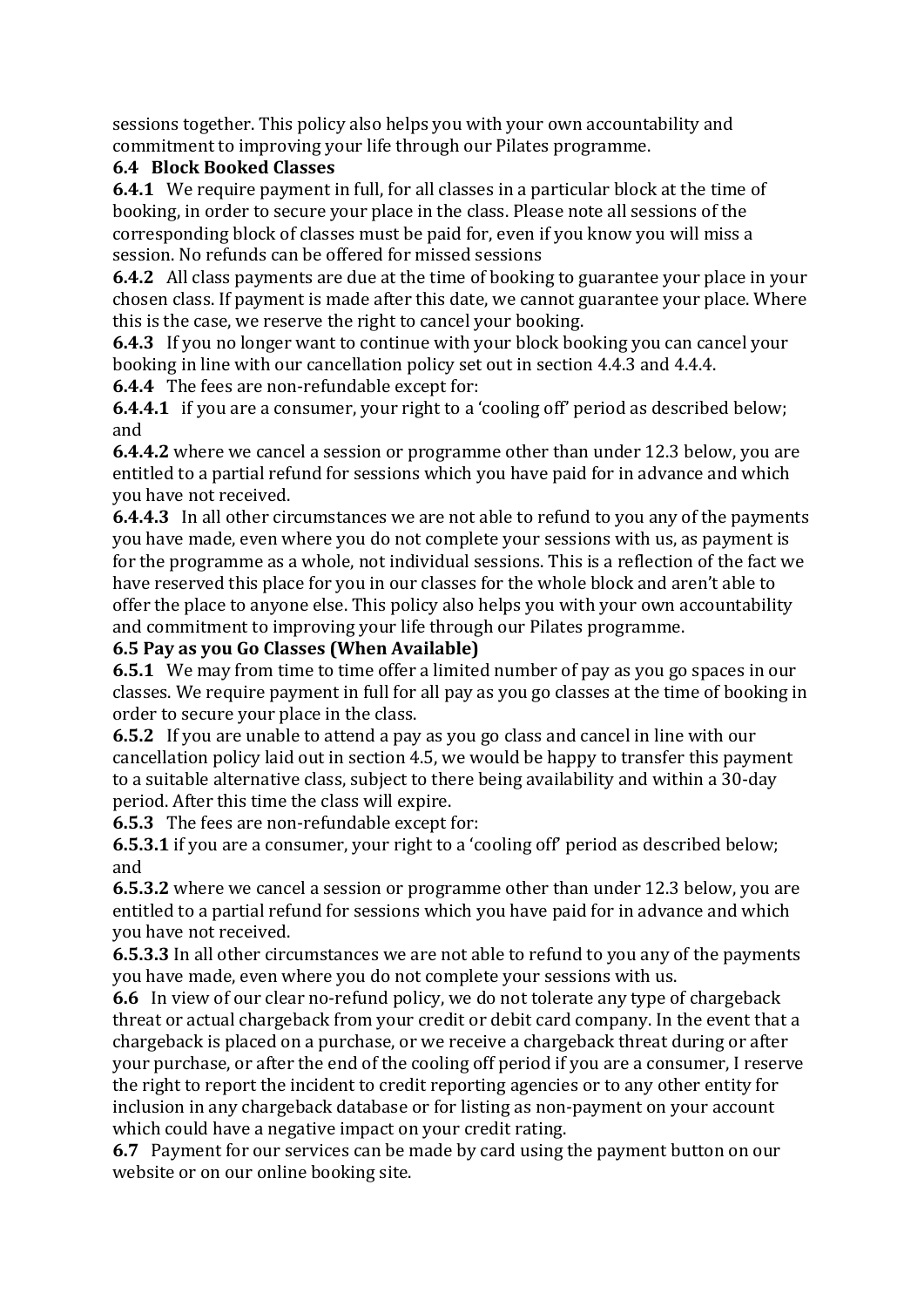sessions together. This policy also helps you with your own accountability and commitment to improving your life through our Pilates programme.

**6.4 Block Booked Classes**

**6.4.1** We require payment in full, for all classes in a particular block at the time of booking, in order to secure your place in the class. Please note all sessions of the corresponding block of classes must be paid for, even if you know you will miss a session. No refunds can be offered for missed sessions

**6.4.2** All class payments are due at the time of booking to guarantee your place in your chosen class. If payment is made after this date, we cannot guarantee your place. Where this is the case, we reserve the right to cancel your booking.

**6.4.3** If you no longer want to continue with your block booking you can cancel your booking in line with our cancellation policy set out in section 4.4.3 and 4.4.4.

**6.4.4** The fees are non-refundable except for:

**6.4.4.1** if you are a consumer, your right to a 'cooling off' period as described below; and

**6.4.4.2** where we cancel a session or programme other than under 12.3 below, you are entitled to a partial refund for sessions which you have paid for in advance and which you have not received.

**6.4.4.3** In all other circumstances we are not able to refund to you any of the payments you have made, even where you do not complete your sessions with us, as payment is for the programme as a whole, not individual sessions. This is a reflection of the fact we have reserved this place for you in our classes for the whole block and aren't able to offer the place to anyone else. This policy also helps you with your own accountability and commitment to improving your life through our Pilates programme.

**6.5 Pay as you Go Classes (When Available)**

**6.5.1** We may from time to time offer a limited number of pay as you go spaces in our classes. We require payment in full for all pay as you go classes at the time of booking in order to secure your place in the class.

**6.5.2** If you are unable to attend a pay as you go class and cancel in line with our cancellation policy laid out in section 4.5, we would be happy to transfer this payment to a suitable alternative class, subject to there being availability and within a 30-day period. After this time the class will expire.

**6.5.3** The fees are non-refundable except for:

**6.5.3.1** if you are a consumer, your right to a 'cooling off' period as described below; and

**6.5.3.2** where we cancel a session or programme other than under 12.3 below, you are entitled to a partial refund for sessions which you have paid for in advance and which you have not received.

**6.5.3.3** In all other circumstances we are not able to refund to you any of the payments you have made, even where you do not complete your sessions with us.

**6.6** In view of our clear no-refund policy, we do not tolerate any type of chargeback threat or actual chargeback from your credit or debit card company. In the event that a chargeback is placed on a purchase, or we receive a chargeback threat during or after your purchase, or after the end of the cooling off period if you are a consumer, I reserve the right to report the incident to credit reporting agencies or to any other entity for inclusion in any chargeback database or for listing as non-payment on your account which could have a negative impact on your credit rating.

**6.7** Payment for our services can be made by card using the payment button on our website or on our online booking site.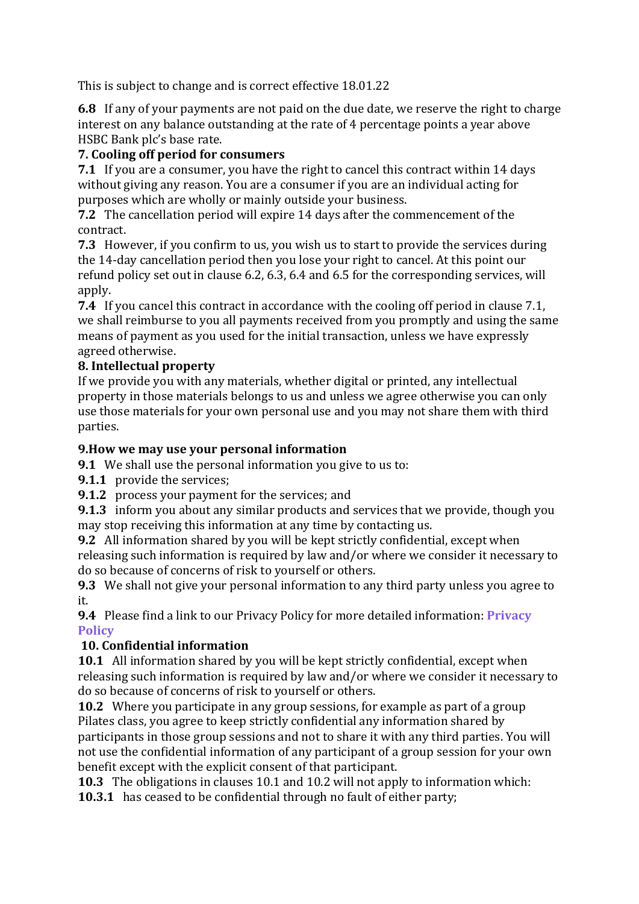This is subject to change and is correct effective 18.01.22

**6.8** If any of your payments are not paid on the due date, we reserve the right to charge interest on any balance outstanding at the rate of 4 percentage points a year above HSBC Bank plc's base rate.

### 7. Cooling off period for consumers

**7.1** If you are a consumer, you have the right to cancel this contract within 14 days without giving any reason. You are a consumer if you are an individual acting for purposes which are wholly or mainly outside your business.

**7.2** The cancellation period will expire 14 days after the commencement of the contract.

**7.3** However, if you confirm to us, you wish us to start to provide the services during the 14-day cancellation period then you lose your right to cancel. At this point our refund policy set out in clause 6.2, 6.3, 6.4 and 6.5 for the corresponding services, will apply.

**7.4** If you cancel this contract in accordance with the cooling off period in clause 7.1, we shall reimburse to you all payments received from you promptly and using the same means of payment as you used for the initial transaction, unless we have expressly agreed otherwise.

### 8. Intellectual property

If we provide you with any materials, whether digital or printed, any intellectual property in those materials belongs to us and unless we agree otherwise you can only use those materials for your own personal use and you may not share them with third parties.

### 9.How we may use your personal information

**9.1** We shall use the personal information you give to us to:

**9.1.1** provide the services;

**9.1.2** process your payment for the services; and

**9.1.3** inform you about any similar products and services that we provide, though you may stop receiving this information at any time by contacting us.

**9.2** All information shared by you will be kept strictly confidential, except when releasing such information is required by law and/or where we consider it necessary to do so because of concerns of risk to yourself or others.

**9.3** We shall not give your personal information to any third party unless you agree to it.

**9.4** Please find a link to our Privacy Policy for more detailed information: **Privacy Policy**

### 10. Confidential information

**10.1** All information shared by you will be kept strictly confidential, except when releasing such information is required by law and/or where we consider it necessary to do so because of concerns of risk to yourself or others.

**10.2** Where you participate in any group sessions, for example as part of a group Pilates class, you agree to keep strictly confidential any information shared by participants in those group sessions and not to share it with any third parties. You will not use the confidential information of any participant of a group session for your own benefit except with the explicit consent of that participant.

**10.3** The obligations in clauses 10.1 and 10.2 will not apply to information which:

**10.3.1** has ceased to be confidential through no fault of either party;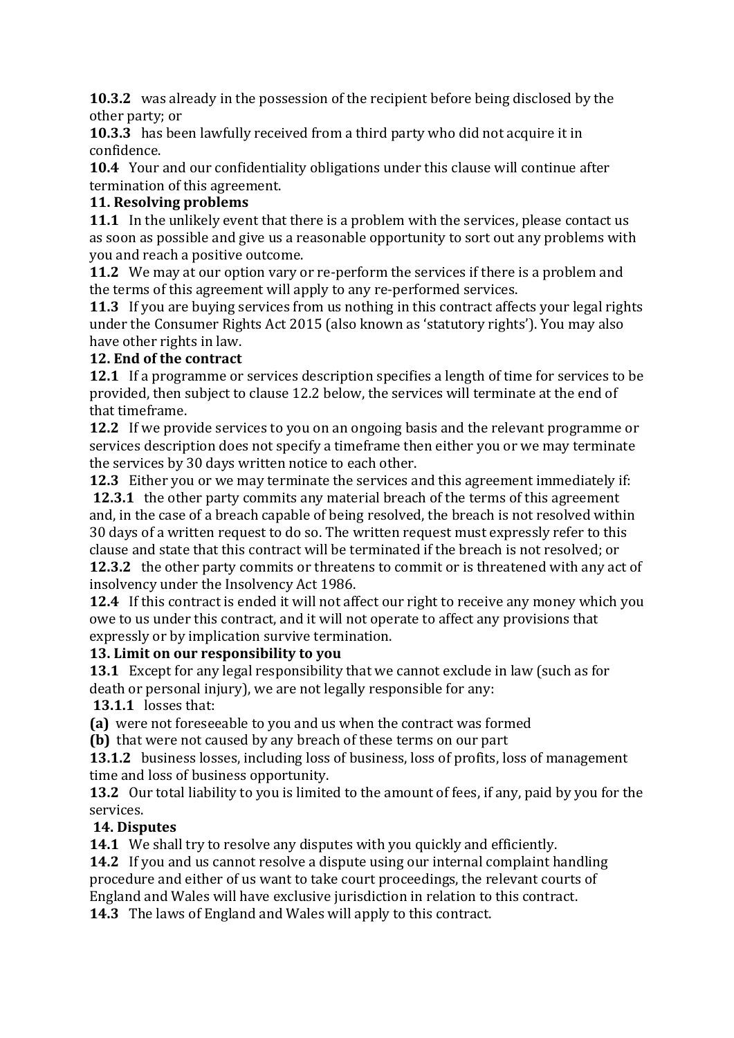**10.3.2** was already in the possession of the recipient before being disclosed by the other party; or

**10.3.3** has been lawfully received from a third party who did not acquire it in confidence.

**10.4** Your and our confidentiality obligations under this clause will continue after termination of this agreement.

**11. Resolving problems**

**11.1** In the unlikely event that there is a problem with the services, please contact us as soon as possible and give us a reasonable opportunity to sort out any problems with you and reach a positive outcome.

**11.2** We may at our option vary or re-perform the services if there is a problem and the terms of this agreement will apply to any re-performed services.

**11.3** If you are buying services from us nothing in this contract affects your legal rights under the Consumer Rights Act 2015 (also known as 'statutory rights'). You may also have other rights in law.

**12. End of the contract**

**12.1** If a programme or services description specifies a length of time for services to be provided, then subject to clause 12.2 below, the services will terminate at the end of that timeframe.

**12.2** If we provide services to you on an ongoing basis and the relevant programme or services description does not specify a timeframe then either you or we may terminate the services by 30 days written notice to each other.

**12.3** Either you or we may terminate the services and this agreement immediately if:

**12.3.1** the other party commits any material breach of the terms of this agreement and, in the case of a breach capable of being resolved, the breach is not resolved within 30 days of a written request to do so. The written request must expressly refer to this clause and state that this contract will be terminated if the breach is not resolved; or

**12.3.2** the other party commits or threatens to commit or is threatened with any act of insolvency under the Insolvency Act 1986.

**12.4** If this contract is ended it will not affect our right to receive any money which you owe to us under this contract, and it will not operate to affect any provisions that expressly or by implication survive termination.

**13. Limit on our responsibility to you**

**13.1** Except for any legal responsibility that we cannot exclude in law (such as for death or personal injury), we are not legally responsible for any:

**13.1.1** losses that:

**(a)** were not foreseeable to you and us when the contract was formed

**(b)** that were not caused by any breach of these terms on our part

**13.1.2** business losses, including loss of business, loss of profits, loss of management time and loss of business opportunity.

**13.2** Our total liability to you is limited to the amount of fees, if any, paid by you for the services.

**14. Disputes**

**14.1** We shall try to resolve any disputes with you quickly and efficiently.

**14.2** If you and us cannot resolve a dispute using our internal complaint handling procedure and either of us want to take court proceedings, the relevant courts of England and Wales will have exclusive jurisdiction in relation to this contract.

**14.3** The laws of England and Wales will apply to this contract.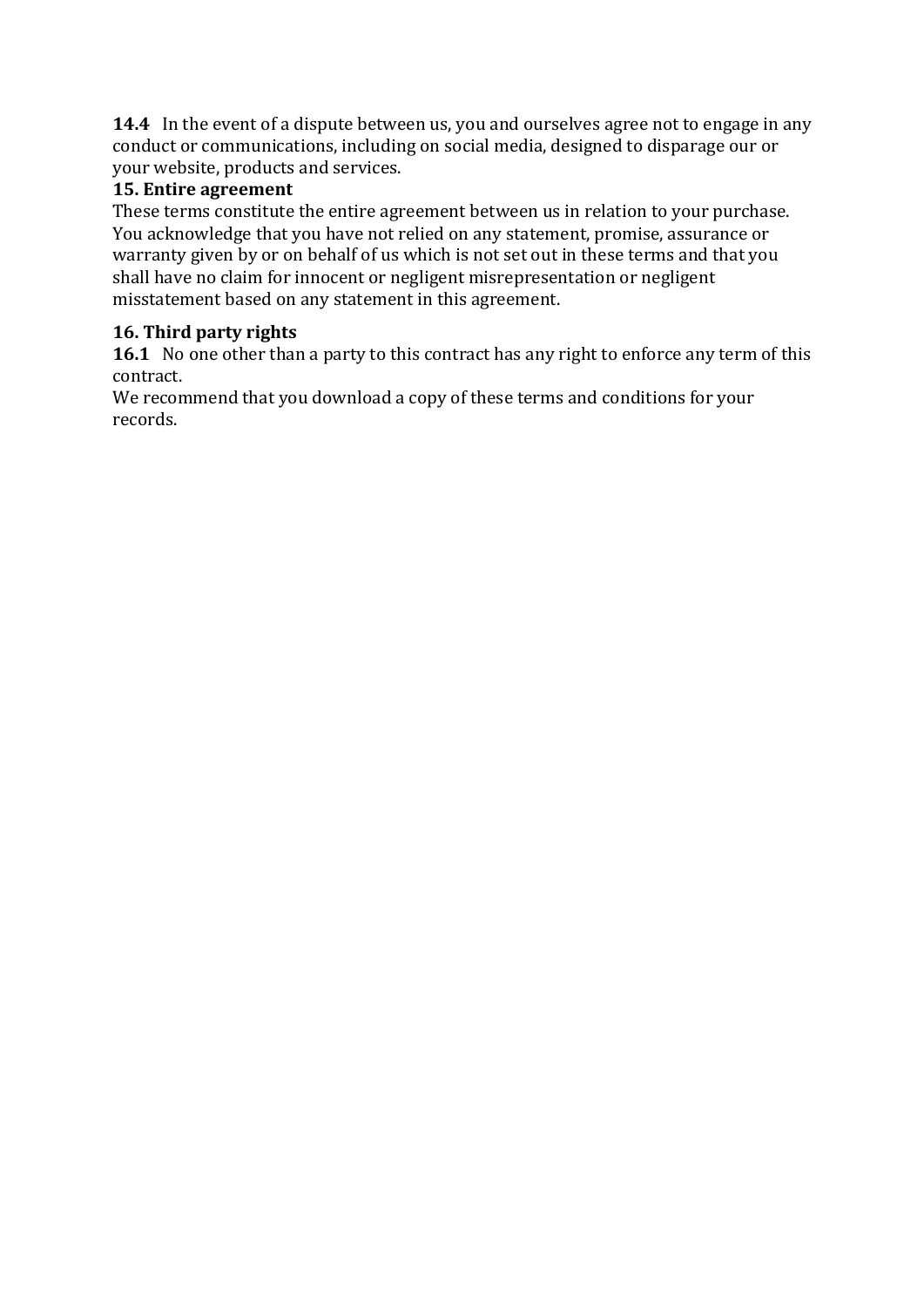**14.4** In the event of a dispute between us, you and ourselves agree not to engage in any conduct or communications, including on social media, designed to disparage our or your website, products and services.

**15. Entire agreement**

These terms constitute the entire agreement between us in relation to your purchase. You acknowledge that you have not relied on any statement, promise, assurance or warranty given by or on behalf of us which is not set out in these terms and that you shall have no claim for innocent or negligent misrepresentation or negligent misstatement based on any statement in this agreement.

**16. Third party rights**

**16.1** No one other than a party to this contract has any right to enforce any term of this contract.

We recommend that you download a copy of these terms and conditions for your records.